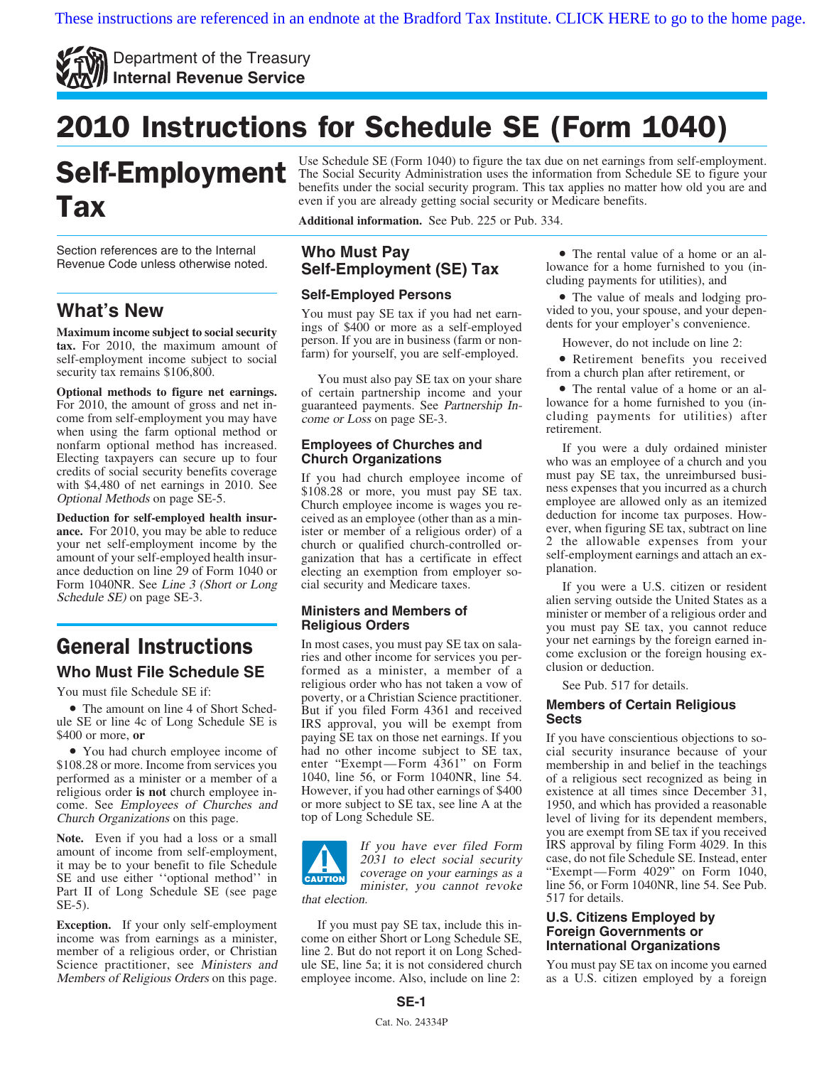These instructions are referenced in an endnote at the Bradford Tax Institute. CLICK HERE to go to the home page.

Department of the Treasury
**Internal Revenue Service**

# 2010 Instructions for Schedule SE (Form 1040)

# Self-Employment Tax

Use Schedule SE (Form 1040) to figure the tax due on net earnings from self-employment. The Social Security Administration uses the information from Schedule SE to figure your benefits under the social security program. This tax applies no matter how old you are and even if you are already getting social security or Medicare benefits.

**Additional information.** See Pub. 225 or Pub. 334.

Section references are to the Internal Revenue Code unless otherwise noted.

## What's New

**Maximum income subject to social security tax.** For 2010, the maximum amount of self-employment income subject to social security tax remains $106,800.

**Optional methods to figure net earnings.** For 2010, the amount of gross and net income from self-employment you may have when using the farm optional method or nonfarm optional method has increased. Electing taxpayers can secure up to four credits of social security benefits coverage with $4,480 of net earnings in 2010. See *Optional Methods* on page SE-5.

**Deduction for self-employed health insurance.** For 2010, you may be able to reduce your net self-employment income by the amount of your self-employed health insurance deduction on line 29 of Form 1040 or Form 1040NR. See *Line 3 (Short or Long Schedule SE)* on page SE-3.

# General Instructions

## Who Must File Schedule SE

You must file Schedule SE if:

- The amount on line 4 of Short Schedule SE or line 4c of Long Schedule SE is $400 or more, **or**
- You had church employee income of $108.28 or more. Income from services you performed as a minister or a member of a religious order **is not** church employee income. See *Employees of Churches and Church Organizations* on this page.

**Note.** Even if you had a loss or a small amount of income from self-employment, it may be to your benefit to file Schedule SE and use either ''optional method'' in Part II of Long Schedule SE (see page SE-5).

**Exception.** If your only self-employment income was from earnings as a minister, member of a religious order, or Christian Science practitioner, see *Ministers and Members of Religious Orders* on this page.

## Who Must Pay Self-Employment (SE) Tax

### Self-Employed Persons

You must pay SE tax if you had net earnings of $400 or more as a self-employed person. If you are in business (farm or nonfarm) for yourself, you are self-employed.

You must also pay SE tax on your share of certain partnership income and your guaranteed payments. See *Partnership Income or Loss* on page SE-3.

### Employees of Churches and Church Organizations

If you had church employee income of $108.28 or more, you must pay SE tax. Church employee income is wages you received as an employee (other than as a minister or member of a religious order) of a church or qualified church-controlled organization that has a certificate in effect electing an exemption from employer social security and Medicare taxes.

### Ministers and Members of Religious Orders

In most cases, you must pay SE tax on salaries and other income for services you performed as a minister, a member of a religious order who has not taken a vow of poverty, or a Christian Science practitioner. But if you filed Form 4361 and received IRS approval, you will be exempt from paying SE tax on those net earnings. If you had no other income subject to SE tax, enter "Exempt—Form 4361" on Form 1040, line 56, or Form 1040NR, line 54. However, if you had other earnings of $400 or more subject to SE tax, see line A at the top of Long Schedule SE.

**CAUTION:** *If you have ever filed Form 2031 to elect social security coverage on your earnings as a minister, you cannot revoke that election.*

If you must pay SE tax, include this income on either Short or Long Schedule SE, line 2. But do not report it on Long Schedule SE, line 5a; it is not considered church employee income. Also, include on line 2:

- The rental value of a home or an allowance for a home furnished to you (including payments for utilities), and
- The value of meals and lodging provided to you, your spouse, and your dependents for your employer's convenience.

However, do not include on line 2:

- Retirement benefits you received from a church plan after retirement, or
- The rental value of a home or an allowance for a home furnished to you (including payments for utilities) after retirement.

If you were a duly ordained minister who was an employee of a church and you must pay SE tax, the unreimbursed business expenses that you incurred as a church employee are allowed only as an itemized deduction for income tax purposes. However, when figuring SE tax, subtract on line 2 the allowable expenses from your self-employment earnings and attach an explanation.

If you were a U.S. citizen or resident alien serving outside the United States as a minister or member of a religious order and you must pay SE tax, you cannot reduce your net earnings by the foreign earned income exclusion or the foreign housing exclusion or deduction.

See Pub. 517 for details.

### Members of Certain Religious Sects

If you have conscientious objections to social security insurance because of your membership in and belief in the teachings of a religious sect recognized as being in existence at all times since December 31, 1950, and which has provided a reasonable level of living for its dependent members, you are exempt from SE tax if you received IRS approval by filing Form 4029. In this case, do not file Schedule SE. Instead, enter "Exempt—Form 4029" on Form 1040, line 56, or Form 1040NR, line 54. See Pub. 517 for details.

### U.S. Citizens Employed by Foreign Governments or International Organizations

You must pay SE tax on income you earned as a U.S. citizen employed by a foreign

Cat. No. 24334P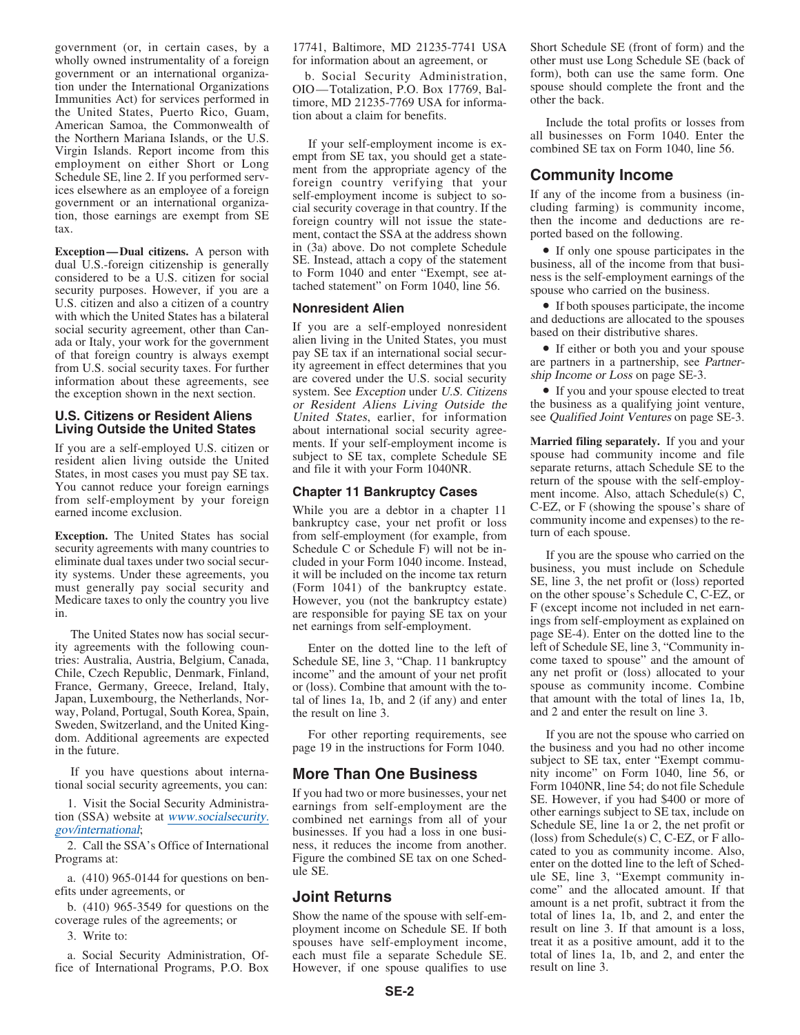government (or, in certain cases, by a wholly owned instrumentality of a foreign government or an international organization under the International Organizations Immunities Act) for services performed in the United States, Puerto Rico, Guam, American Samoa, the Commonwealth of the Northern Mariana Islands, or the U.S. Virgin Islands. Report income from this employment on either Short or Long Schedule SE, line 2. If you performed services elsewhere as an employee of a foreign government or an international organization, those earnings are exempt from SE tax.

**Exception—Dual citizens.** A person with dual U.S.-foreign citizenship is generally considered to be a U.S. citizen for social security purposes. However, if you are a U.S. citizen and also a citizen of a country with which the United States has a bilateral social security agreement, other than Canada or Italy, your work for the government of that foreign country is always exempt from U.S. social security taxes. For further information about these agreements, see the exception shown in the next section.

### U.S. Citizens or Resident Aliens Living Outside the United States

If you are a self-employed U.S. citizen or resident alien living outside the United States, in most cases you must pay SE tax. You cannot reduce your foreign earnings from self-employment by your foreign earned income exclusion.

**Exception.** The United States has social security agreements with many countries to eliminate dual taxes under two social security systems. Under these agreements, you must generally pay social security and Medicare taxes to only the country you live in.

The United States now has social security agreements with the following countries: Australia, Austria, Belgium, Canada, Chile, Czech Republic, Denmark, Finland, France, Germany, Greece, Ireland, Italy, Japan, Luxembourg, the Netherlands, Norway, Poland, Portugal, South Korea, Spain, Sweden, Switzerland, and the United Kingdom. Additional agreements are expected in the future.

If you have questions about international social security agreements, you can:

1. Visit the Social Security Administration (SSA) website at *www.socialsecurity.gov/international*;

2. Call the SSA's Office of International Programs at:

a. (410) 965-0144 for questions on benefits under agreements, or

b. (410) 965-3549 for questions on the coverage rules of the agreements; or

3. Write to:

a. Social Security Administration, Office of International Programs, P.O. Box 17741, Baltimore, MD 21235-7741 USA for information about an agreement, or

b. Social Security Administration, OIO—Totalization, P.O. Box 17769, Baltimore, MD 21235-7769 USA for information about a claim for benefits.

If your self-employment income is exempt from SE tax, you should get a statement from the appropriate agency of the foreign country verifying that your self-employment income is subject to social security coverage in that country. If the foreign country will not issue the statement, contact the SSA at the address shown in (3a) above. Do not complete Schedule SE. Instead, attach a copy of the statement to Form 1040 and enter "Exempt, see attached statement" on Form 1040, line 56.

### Nonresident Alien

If you are a self-employed nonresident alien living in the United States, you must pay SE tax if an international social security agreement in effect determines that you are covered under the U.S. social security system. See *Exception* under *U.S. Citizens or Resident Aliens Living Outside the United States*, earlier, for information about international social security agreements. If your self-employment income is subject to SE tax, complete Schedule SE and file it with your Form 1040NR.

### Chapter 11 Bankruptcy Cases

While you are a debtor in a chapter 11 bankruptcy case, your net profit or loss from self-employment (for example, from Schedule C or Schedule F) will not be included in your Form 1040 income. Instead, it will be included on the income tax return (Form 1041) of the bankruptcy estate. However, you (not the bankruptcy estate) are responsible for paying SE tax on your net earnings from self-employment.

Enter on the dotted line to the left of Schedule SE, line 3, "Chap. 11 bankruptcy income" and the amount of your net profit or (loss). Combine that amount with the total of lines 1a, 1b, and 2 (if any) and enter the result on line 3.

For other reporting requirements, see page 19 in the instructions for Form 1040.

## More Than One Business

If you had two or more businesses, your net earnings from self-employment are the combined net earnings from all of your businesses. If you had a loss in one business, it reduces the income from another. Figure the combined SE tax on one Schedule SE.

## Joint Returns

Show the name of the spouse with self-employment income on Schedule SE. If both spouses have self-employment income, each must file a separate Schedule SE. However, if one spouse qualifies to use Short Schedule SE (front of form) and the other must use Long Schedule SE (back of form), both can use the same form. One spouse should complete the front and the other the back.

Include the total profits or losses from all businesses on Form 1040. Enter the combined SE tax on Form 1040, line 56.

## Community Income

If any of the income from a business (including farming) is community income, then the income and deductions are reported based on the following.

- If only one spouse participates in the business, all of the income from that business is the self-employment earnings of the spouse who carried on the business.
- If both spouses participate, the income and deductions are allocated to the spouses based on their distributive shares.
- If either or both you and your spouse are partners in a partnership, see *Partnership Income or Loss* on page SE-3.
- If you and your spouse elected to treat the business as a qualifying joint venture, see *Qualified Joint Ventures* on page SE-3.

**Married filing separately.** If you and your spouse had community income and file separate returns, attach Schedule SE to the return of the spouse with the self-employment income. Also, attach Schedule(s) C, C-EZ, or F (showing the spouse's share of community income and expenses) to the return of each spouse.

If you are the spouse who carried on the business, you must include on Schedule SE, line 3, the net profit or (loss) reported on the other spouse's Schedule C, C-EZ, or F (except income not included in net earnings from self-employment as explained on page SE-4). Enter on the dotted line to the left of Schedule SE, line 3, "Community income taxed to spouse" and the amount of any net profit or (loss) allocated to your spouse as community income. Combine that amount with the total of lines 1a, 1b, and 2 and enter the result on line 3.

If you are not the spouse who carried on the business and you had no other income subject to SE tax, enter "Exempt community income" on Form 1040, line 56, or Form 1040NR, line 54; do not file Schedule SE. However, if you had $400 or more of other earnings subject to SE tax, include on Schedule SE, line 1a or 2, the net profit or (loss) from Schedule(s) C, C-EZ, or F allocated to you as community income. Also, enter on the dotted line to the left of Schedule SE, line 3, "Exempt community income" and the allocated amount. If that amount is a net profit, subtract it from the total of lines 1a, 1b, and 2, and enter the result on line 3. If that amount is a loss, treat it as a positive amount, add it to the total of lines 1a, 1b, and 2, and enter the result on line 3.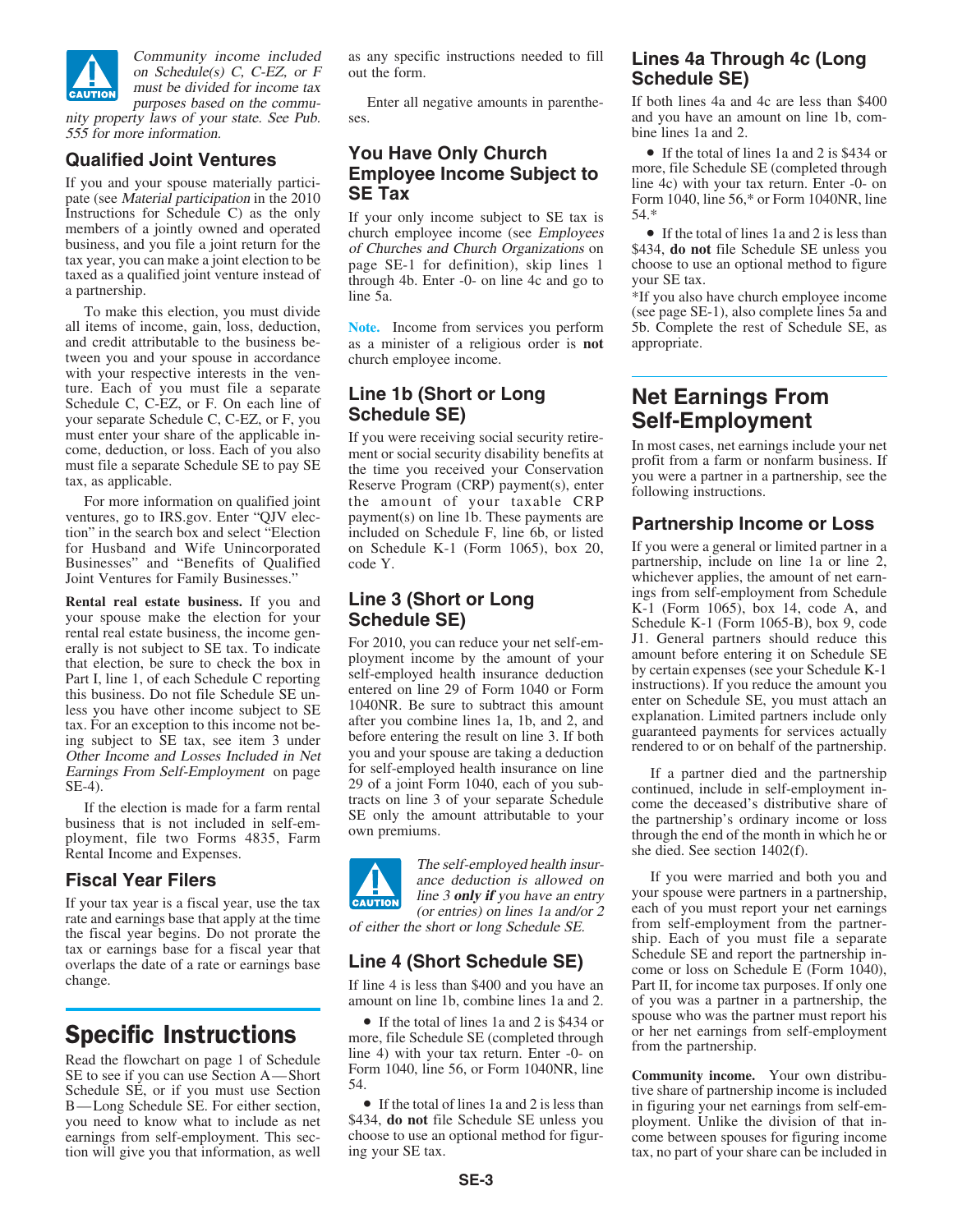**CAUTION**

*Community income included on Schedule(s) C, C-EZ, or F must be divided for income tax purposes based on the community property laws of your state. See Pub. 555 for more information.*

### Qualified Joint Ventures

If you and your spouse materially participate (see *Material participation* in the 2010 Instructions for Schedule C) as the only members of a jointly owned and operated business, and you file a joint return for the tax year, you can make a joint election to be taxed as a qualified joint venture instead of a partnership.

To make this election, you must divide all items of income, gain, loss, deduction, and credit attributable to the business between you and your spouse in accordance with your respective interests in the venture. Each of you must file a separate Schedule C, C-EZ, or F. On each line of your separate Schedule C, C-EZ, or F, you must enter your share of the applicable income, deduction, or loss. Each of you also must file a separate Schedule SE to pay SE tax, as applicable.

For more information on qualified joint ventures, go to IRS.gov. Enter "QJV election" in the search box and select "Election for Husband and Wife Unincorporated Businesses" and "Benefits of Qualified Joint Ventures for Family Businesses."

**Rental real estate business.** If you and your spouse make the election for your rental real estate business, the income generally is not subject to SE tax. To indicate that election, be sure to check the box in Part I, line 1, of each Schedule C reporting this business. Do not file Schedule SE unless you have other income subject to SE tax. For an exception to this income not being subject to SE tax, see item 3 under *Other Income and Losses Included in Net Earnings From Self-Employment* on page SE-4).

If the election is made for a farm rental business that is not included in self-employment, file two Forms 4835, Farm Rental Income and Expenses.

### Fiscal Year Filers

If your tax year is a fiscal year, use the tax rate and earnings base that apply at the time the fiscal year begins. Do not prorate the tax or earnings base for a fiscal year that overlaps the date of a rate or earnings base change.

# Specific Instructions

Read the flowchart on page 1 of Schedule SE to see if you can use Section A—Short Schedule SE, or if you must use Section B—Long Schedule SE. For either section, you need to know what to include as net earnings from self-employment. This section will give you that information, as well as any specific instructions needed to fill out the form.

Enter all negative amounts in parentheses.

### You Have Only Church Employee Income Subject to SE Tax

If your only income subject to SE tax is church employee income (see *Employees of Churches and Church Organizations* on page SE-1 for definition), skip lines 1 through 4b. Enter -0- on line 4c and go to line 5a.

**Note.** Income from services you perform as a minister of a religious order is **not** church employee income.

### Line 1b (Short or Long Schedule SE)

If you were receiving social security retirement or social security disability benefits at the time you received your Conservation Reserve Program (CRP) payment(s), enter the amount of your taxable CRP payment(s) on line 1b. These payments are included on Schedule F, line 6b, or listed on Schedule K-1 (Form 1065), box 20, code Y.

### Line 3 (Short or Long Schedule SE)

For 2010, you can reduce your net self-employment income by the amount of your self-employed health insurance deduction entered on line 29 of Form 1040 or Form 1040NR. Be sure to subtract this amount after you combine lines 1a, 1b, and 2, and before entering the result on line 3. If both you and your spouse are taking a deduction for self-employed health insurance on line 29 of a joint Form 1040, each of you subtracts on line 3 of your separate Schedule SE only the amount attributable to your own premiums.

**CAUTION**

*The self-employed health insurance deduction is allowed on line 3 **only if** you have an entry (or entries) on lines 1a and/or 2 of either the short or long Schedule SE.*

### Line 4 (Short Schedule SE)

If line 4 is less than $400 and you have an amount on line 1b, combine lines 1a and 2.

- If the total of lines 1a and 2 is $434 or more, file Schedule SE (completed through line 4) with your tax return. Enter -0- on Form 1040, line 56, or Form 1040NR, line 54.
- If the total of lines 1a and 2 is less than $434, **do not** file Schedule SE unless you choose to use an optional method for figuring your SE tax.

### Lines 4a Through 4c (Long Schedule SE)

If both lines 4a and 4c are less than $400 and you have an amount on line 1b, combine lines 1a and 2.

- If the total of lines 1a and 2 is $434 or more, file Schedule SE (completed through line 4c) with your tax return. Enter -0- on Form 1040, line 56,* or Form 1040NR, line 54.*
- If the total of lines 1a and 2 is less than $434, **do not** file Schedule SE unless you choose to use an optional method to figure your SE tax.

*If you also have church employee income (see page SE-1), also complete lines 5a and 5b. Complete the rest of Schedule SE, as appropriate.

# Net Earnings From Self-Employment

In most cases, net earnings include your net profit from a farm or nonfarm business. If you were a partner in a partnership, see the following instructions.

### Partnership Income or Loss

If you were a general or limited partner in a partnership, include on line 1a or line 2, whichever applies, the amount of net earnings from self-employment from Schedule K-1 (Form 1065), box 14, code A, and Schedule K-1 (Form 1065-B), box 9, code J1. General partners should reduce this amount before entering it on Schedule SE by certain expenses (see your Schedule K-1 instructions). If you reduce the amount you enter on Schedule SE, you must attach an explanation. Limited partners include only guaranteed payments for services actually rendered to or on behalf of the partnership.

If a partner died and the partnership continued, include in self-employment income the deceased's distributive share of the partnership's ordinary income or loss through the end of the month in which he or she died. See section 1402(f).

If you were married and both you and your spouse were partners in a partnership, each of you must report your net earnings from self-employment from the partnership. Each of you must file a separate Schedule SE and report the partnership income or loss on Schedule E (Form 1040), Part II, for income tax purposes. If only one of you was a partner in a partnership, the spouse who was the partner must report his or her net earnings from self-employment from the partnership.

**Community income.** Your own distributive share of partnership income is included in figuring your net earnings from self-employment. Unlike the division of that income between spouses for figuring income tax, no part of your share can be included in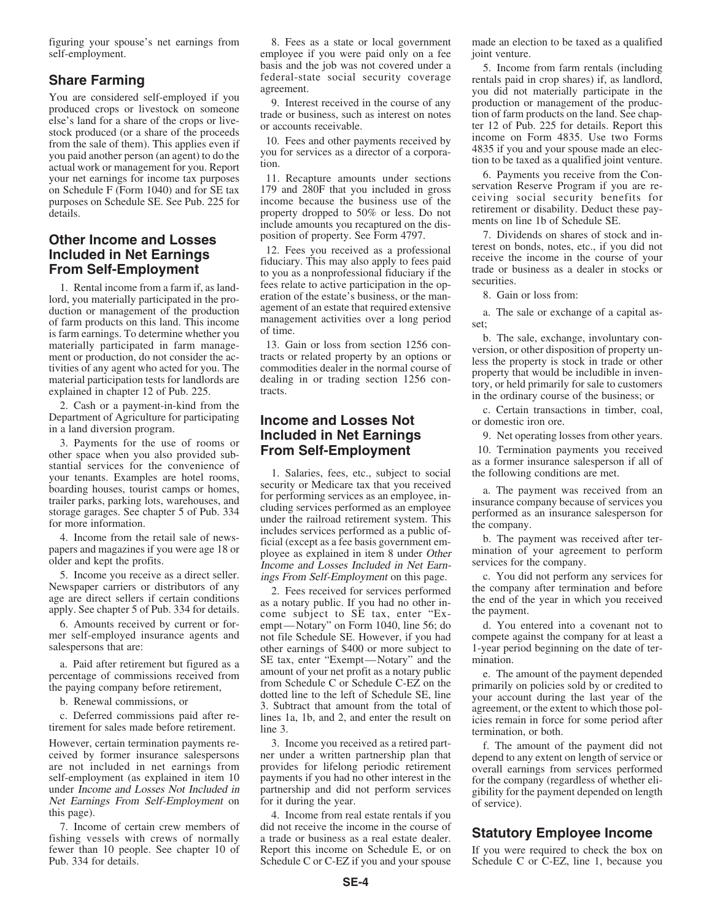figuring your spouse's net earnings from self-employment.

## Share Farming

You are considered self-employed if you produced crops or livestock on someone else's land for a share of the crops or livestock produced (or a share of the proceeds from the sale of them). This applies even if you paid another person (an agent) to do the actual work or management for you. Report your net earnings for income tax purposes on Schedule F (Form 1040) and for SE tax purposes on Schedule SE. See Pub. 225 for details.

## Other Income and Losses Included in Net Earnings From Self-Employment

1. Rental income from a farm if, as landlord, you materially participated in the production or management of the production of farm products on this land. This income is farm earnings. To determine whether you materially participated in farm management or production, do not consider the activities of any agent who acted for you. The material participation tests for landlords are explained in chapter 12 of Pub. 225.

2. Cash or a payment-in-kind from the Department of Agriculture for participating in a land diversion program.

3. Payments for the use of rooms or other space when you also provided substantial services for the convenience of your tenants. Examples are hotel rooms, boarding houses, tourist camps or homes, trailer parks, parking lots, warehouses, and storage garages. See chapter 5 of Pub. 334 for more information.

4. Income from the retail sale of newspapers and magazines if you were age 18 or older and kept the profits.

5. Income you receive as a direct seller. Newspaper carriers or distributors of any age are direct sellers if certain conditions apply. See chapter 5 of Pub. 334 for details.

6. Amounts received by current or former self-employed insurance agents and salespersons that are:

a. Paid after retirement but figured as a percentage of commissions received from the paying company before retirement,

b. Renewal commissions, or

c. Deferred commissions paid after retirement for sales made before retirement.

However, certain termination payments received by former insurance salespersons are not included in net earnings from self-employment (as explained in item 10 under *Income and Losses Not Included in Net Earnings From Self-Employment* on this page).

7. Income of certain crew members of fishing vessels with crews of normally fewer than 10 people. See chapter 10 of Pub. 334 for details.

8. Fees as a state or local government employee if you were paid only on a fee basis and the job was not covered under a federal-state social security coverage agreement.

9. Interest received in the course of any trade or business, such as interest on notes or accounts receivable.

10. Fees and other payments received by you for services as a director of a corporation.

11. Recapture amounts under sections 179 and 280F that you included in gross income because the business use of the property dropped to 50% or less. Do not include amounts you recaptured on the disposition of property. See Form 4797.

12. Fees you received as a professional fiduciary. This may also apply to fees paid to you as a nonprofessional fiduciary if the fees relate to active participation in the operation of the estate's business, or the management of an estate that required extensive management activities over a long period of time.

13. Gain or loss from section 1256 contracts or related property by an options or commodities dealer in the normal course of dealing in or trading section 1256 contracts.

## Income and Losses Not Included in Net Earnings From Self-Employment

1. Salaries, fees, etc., subject to social security or Medicare tax that you received for performing services as an employee, including services performed as an employee under the railroad retirement system. This includes services performed as a public official (except as a fee basis government employee as explained in item 8 under *Other Income and Losses Included in Net Earnings From Self-Employment* on this page).

2. Fees received for services performed as a notary public. If you had no other income subject to SE tax, enter "Exempt—Notary" on Form 1040, line 56; do not file Schedule SE. However, if you had other earnings of $400 or more subject to SE tax, enter "Exempt—Notary" and the amount of your net profit as a notary public from Schedule C or Schedule C-EZ on the dotted line to the left of Schedule SE, line 3. Subtract that amount from the total of lines 1a, 1b, and 2, and enter the result on line 3.

3. Income you received as a retired partner under a written partnership plan that provides for lifelong periodic retirement payments if you had no other interest in the partnership and did not perform services for it during the year.

4. Income from real estate rentals if you did not receive the income in the course of a trade or business as a real estate dealer. Report this income on Schedule E, or on Schedule C or C-EZ if you and your spouse made an election to be taxed as a qualified joint venture.

5. Income from farm rentals (including rentals paid in crop shares) if, as landlord, you did not materially participate in the production or management of the production of farm products on the land. See chapter 12 of Pub. 225 for details. Report this income on Form 4835. Use two Forms 4835 if you and your spouse made an election to be taxed as a qualified joint venture.

6. Payments you receive from the Conservation Reserve Program if you are receiving social security benefits for retirement or disability. Deduct these payments on line 1b of Schedule SE.

7. Dividends on shares of stock and interest on bonds, notes, etc., if you did not receive the income in the course of your trade or business as a dealer in stocks or securities.

8. Gain or loss from:

a. The sale or exchange of a capital asset;

b. The sale, exchange, involuntary conversion, or other disposition of property unless the property is stock in trade or other property that would be includible in inventory, or held primarily for sale to customers in the ordinary course of the business; or

c. Certain transactions in timber, coal, or domestic iron ore.

9. Net operating losses from other years.

10. Termination payments you received as a former insurance salesperson if all of the following conditions are met.

a. The payment was received from an insurance company because of services you performed as an insurance salesperson for the company.

b. The payment was received after termination of your agreement to perform services for the company.

c. You did not perform any services for the company after termination and before the end of the year in which you received the payment.

d. You entered into a covenant not to compete against the company for at least a 1-year period beginning on the date of termination.

e. The amount of the payment depended primarily on policies sold by or credited to your account during the last year of the agreement, or the extent to which those policies remain in force for some period after termination, or both.

f. The amount of the payment did not depend to any extent on length of service or overall earnings from services performed for the company (regardless of whether eligibility for the payment depended on length of service).

## Statutory Employee Income

If you were required to check the box on Schedule C or C-EZ, line 1, because you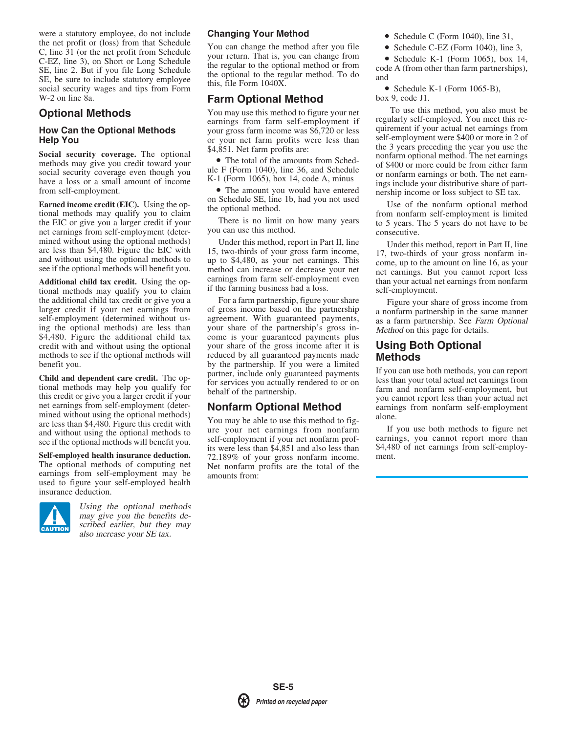were a statutory employee, do not include the net profit or (loss) from that Schedule C, line 31 (or the net profit from Schedule C-EZ, line 3), on Short or Long Schedule SE, line 2. But if you file Long Schedule SE, be sure to include statutory employee social security wages and tips from Form W-2 on line 8a.

## Optional Methods

### How Can the Optional Methods Help You

**Social security coverage.** The optional methods may give you credit toward your social security coverage even though you have a loss or a small amount of income from self-employment.

**Earned income credit (EIC).** Using the optional methods may qualify you to claim the EIC or give you a larger credit if your net earnings from self-employment (determined without using the optional methods) are less than $4,480. Figure the EIC with and without using the optional methods to see if the optional methods will benefit you.

**Additional child tax credit.** Using the optional methods may qualify you to claim the additional child tax credit or give you a larger credit if your net earnings from self-employment (determined without using the optional methods) are less than $4,480. Figure the additional child tax credit with and without using the optional methods to see if the optional methods will benefit you.

**Child and dependent care credit.** The optional methods may help you qualify for this credit or give you a larger credit if your net earnings from self-employment (determined without using the optional methods) are less than $4,480. Figure this credit with and without using the optional methods to see if the optional methods will benefit you.

**Self-employed health insurance deduction.** The optional methods of computing net earnings from self-employment may be used to figure your self-employed health insurance deduction.

CAUTION: *Using the optional methods may give you the benefits described earlier, but they may also increase your SE tax.*

### Changing Your Method

You can change the method after you file your return. That is, you can change from the regular to the optional method or from the optional to the regular method. To do this, file Form 1040X.

## Farm Optional Method

You may use this method to figure your net earnings from farm self-employment if your gross farm income was $6,720 or less or your net farm profits were less than $4,851. Net farm profits are:

- The total of the amounts from Schedule F (Form 1040), line 36, and Schedule K-1 (Form 1065), box 14, code A, minus
- The amount you would have entered on Schedule SE, line 1b, had you not used the optional method.

There is no limit on how many years you can use this method.

Under this method, report in Part II, line 15, two-thirds of your gross farm income, up to $4,480, as your net earnings. This method can increase or decrease your net earnings from farm self-employment even if the farming business had a loss.

For a farm partnership, figure your share of gross income based on the partnership agreement. With guaranteed payments, your share of the partnership's gross income is your guaranteed payments plus your share of the gross income after it is reduced by all guaranteed payments made by the partnership. If you were a limited partner, include only guaranteed payments for services you actually rendered to or on behalf of the partnership.

## Nonfarm Optional Method

You may be able to use this method to figure your net earnings from nonfarm self-employment if your net nonfarm profits were less than $4,851 and also less than 72.189% of your gross nonfarm income. Net nonfarm profits are the total of the amounts from:

- Schedule C (Form 1040), line 31,
- Schedule C-EZ (Form 1040), line 3,
- Schedule K-1 (Form 1065), box 14, code A (from other than farm partnerships), and
- Schedule K-1 (Form 1065-B), box 9, code J1.

To use this method, you also must be regularly self-employed. You meet this requirement if your actual net earnings from self-employment were $400 or more in 2 of the 3 years preceding the year you use the nonfarm optional method. The net earnings of $400 or more could be from either farm or nonfarm earnings or both. The net earnings include your distributive share of partnership income or loss subject to SE tax.

Use of the nonfarm optional method from nonfarm self-employment is limited to 5 years. The 5 years do not have to be consecutive.

Under this method, report in Part II, line 17, two-thirds of your gross nonfarm income, up to the amount on line 16, as your net earnings. But you cannot report less than your actual net earnings from nonfarm self-employment.

Figure your share of gross income from a nonfarm partnership in the same manner as a farm partnership. See *Farm Optional Method* on this page for details.

## Using Both Optional Methods

If you can use both methods, you can report less than your total actual net earnings from farm and nonfarm self-employment, but you cannot report less than your actual net earnings from nonfarm self-employment alone.

If you use both methods to figure net earnings, you cannot report more than $4,480 of net earnings from self-employment.